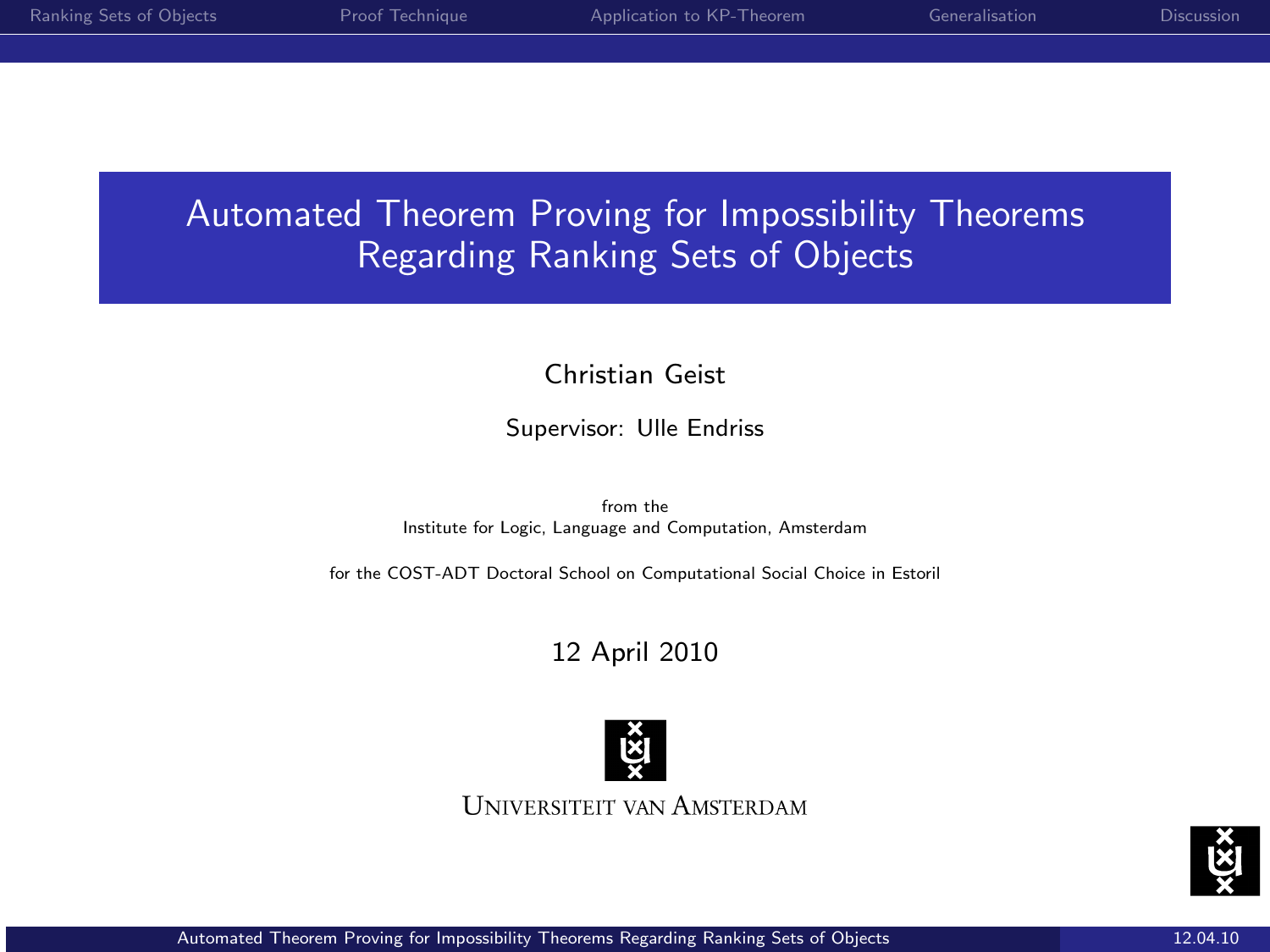# Automated Theorem Proving for Impossibility Theorems Regarding Ranking Sets of Objects

Christian Geist

Supervisor: Ulle Endriss

from the
Institute for Logic, Language and Computation, Amsterdam

for the COST-ADT Doctoral School on Computational Social Choice in Estoril

12 April 2010

Universiteit van Amsterdam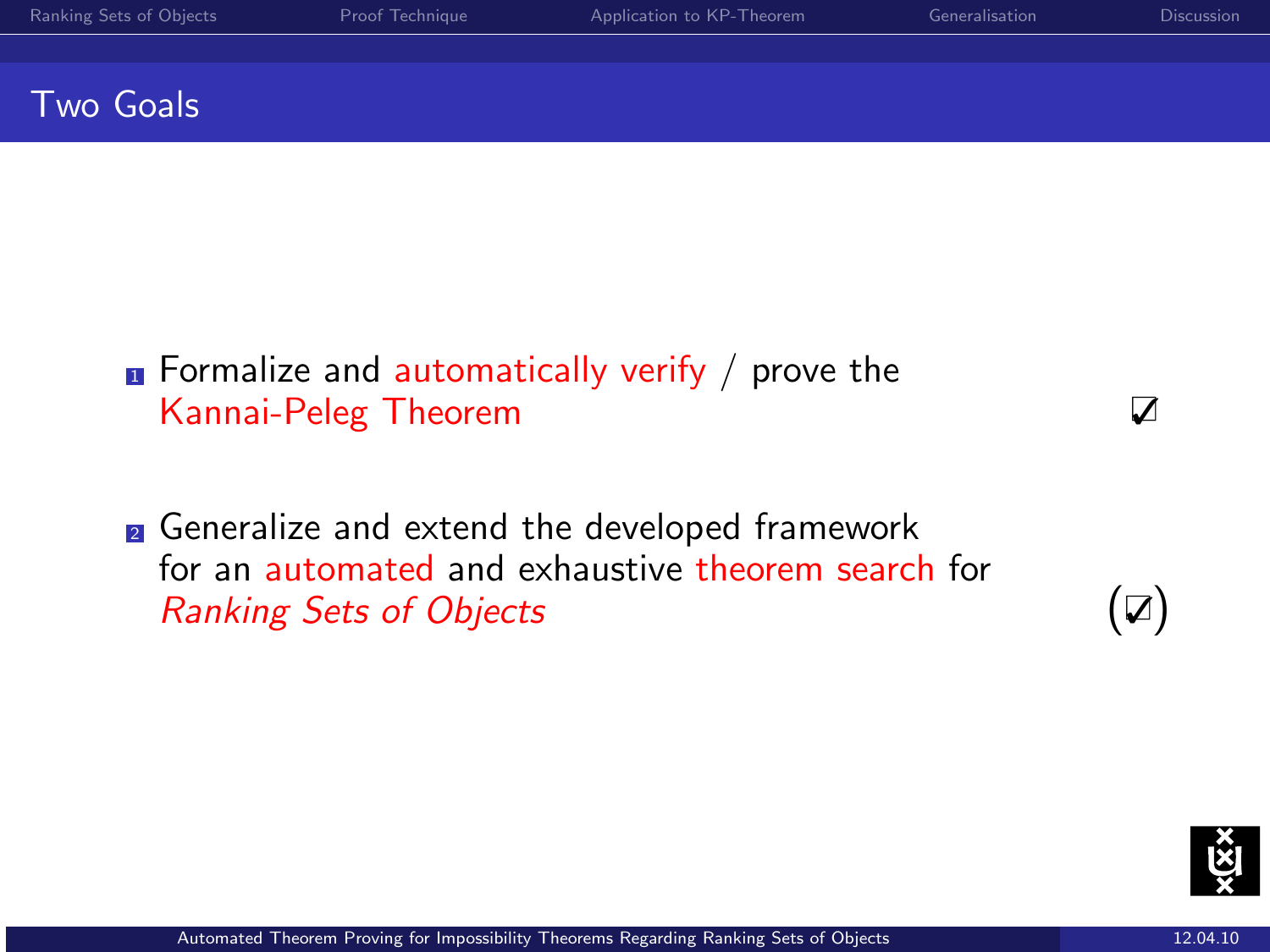## Two Goals

1. Formalize and automatically verify / prove the Kannai-Peleg Theorem ☑

2. Generalize and extend the developed framework for an automated and exhaustive theorem search for *Ranking Sets of Objects* (☑)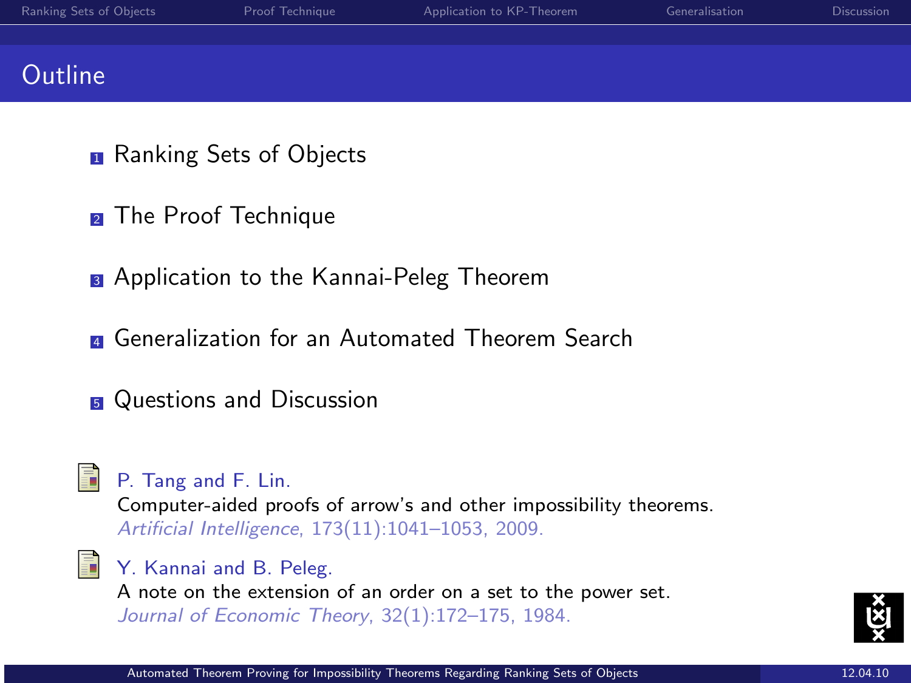# Outline

1. Ranking Sets of Objects
2. The Proof Technique
3. Application to the Kannai-Peleg Theorem
4. Generalization for an Automated Theorem Search
5. Questions and Discussion

P. Tang and F. Lin.
Computer-aided proofs of arrow's and other impossibility theorems.
*Artificial Intelligence*, 173(11):1041–1053, 2009.

Y. Kannai and B. Peleg.
A note on the extension of an order on a set to the power set.
*Journal of Economic Theory*, 32(1):172–175, 1984.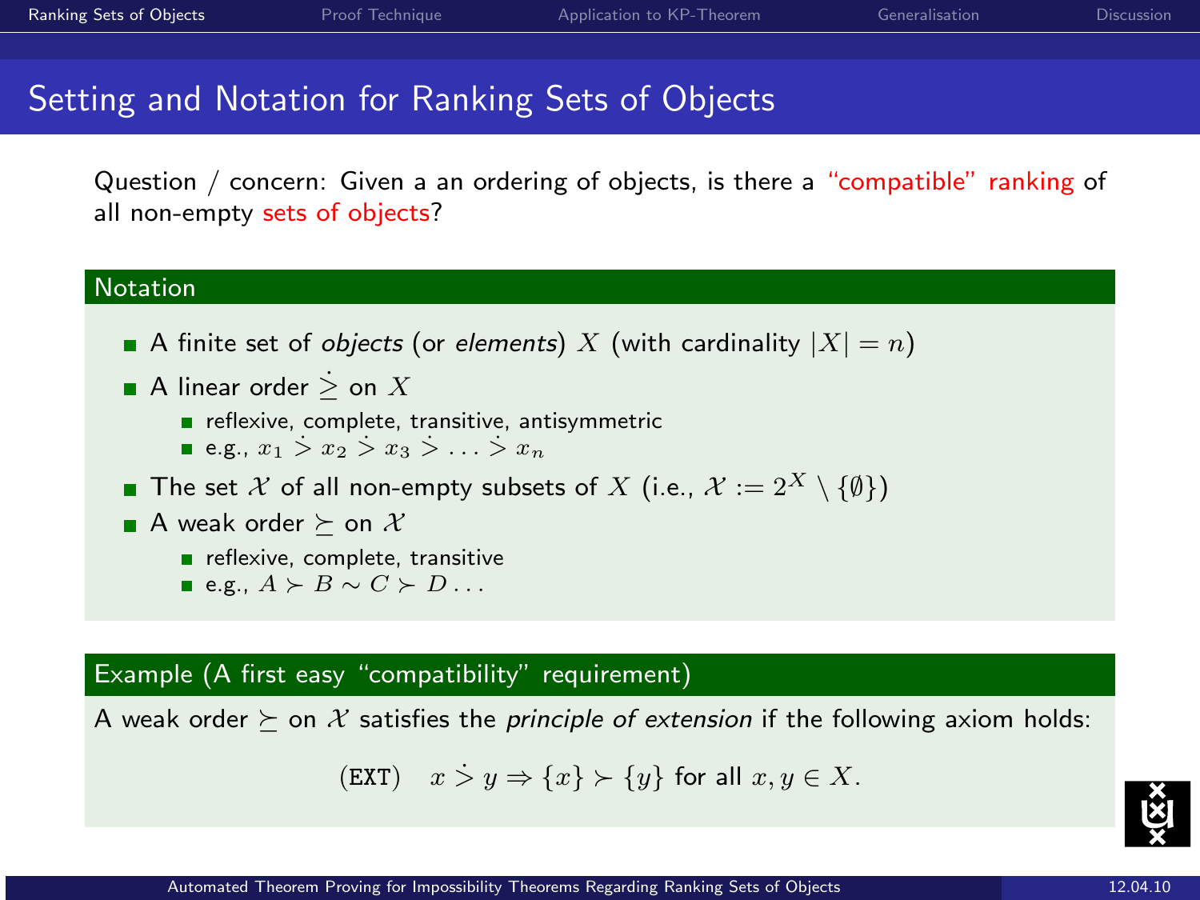# Setting and Notation for Ranking Sets of Objects

Question / concern: Given a an ordering of objects, is there a "compatible" ranking of all non-empty sets of objects?

## Notation

- A finite set of *objects* (or *elements*) $X$ (with cardinality $|X| = n$)
- A linear order $\dot{\geq}$ on $X$
  - reflexive, complete, transitive, antisymmetric
  - e.g., $x_1 \dot{>} x_2 \dot{>} x_3 \dot{>} \ldots \dot{>} x_n$
- The set $\mathcal{X}$ of all non-empty subsets of $X$ (i.e., $\mathcal{X} := 2^X \setminus \{\emptyset\}$)
- A weak order $\succeq$ on $\mathcal{X}$
  - reflexive, complete, transitive
  - e.g., $A \succ B \sim C \succ D \ldots$

## Example (A first easy "compatibility" requirement)

A weak order $\succeq$ on $\mathcal{X}$ satisfies the *principle of extension* if the following axiom holds:

$$(\texttt{EXT}) \quad x \dot{>} y \Rightarrow \{x\} \succ \{y\} \text{ for all } x, y \in X.$$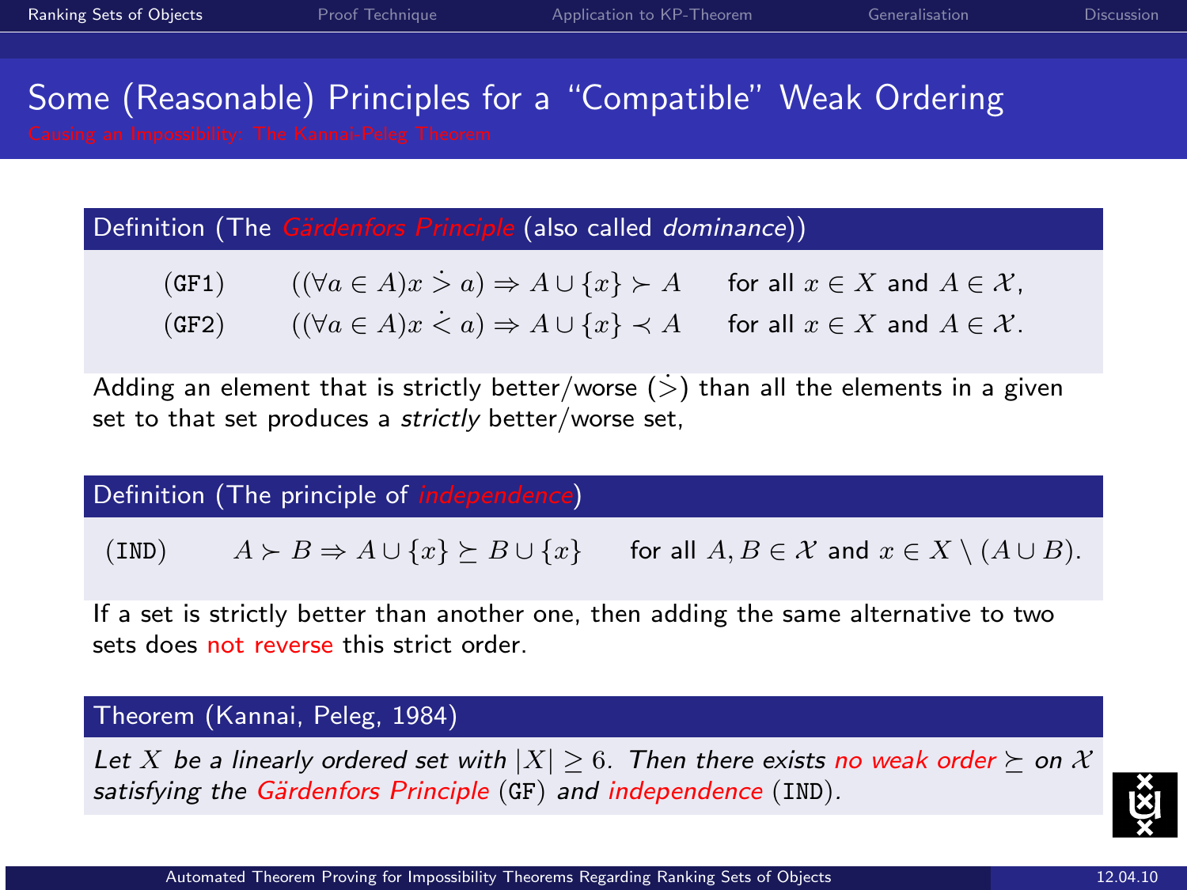# Some (Reasonable) Principles for a "Compatible" Weak Ordering

Causing an Impossibility: The Kannai-Peleg Theorem

**Definition (The *Gärdenfors Principle* (also called *dominance*))**

(GF1) $\quad ((\forall a \in A) x \dot{>} a) \Rightarrow A \cup \{x\} \succ A \quad$ for all $x \in X$ and $A \in \mathcal{X}$,

(GF2) $\quad ((\forall a \in A) x \dot{<} a) \Rightarrow A \cup \{x\} \prec A \quad$ for all $x \in X$ and $A \in \mathcal{X}$.

Adding an element that is strictly better/worse ($\dot{>}$) than all the elements in a given set to that set produces a *strictly* better/worse set,

**Definition (The principle of *independence*)**

(IND) $\quad A \succ B \Rightarrow A \cup \{x\} \succeq B \cup \{x\} \quad$ for all $A, B \in \mathcal{X}$ and $x \in X \setminus (A \cup B)$.

If a set is strictly better than another one, then adding the same alternative to two sets does not reverse this strict order.

**Theorem (Kannai, Peleg, 1984)**

*Let $X$ be a linearly ordered set with $|X| \geq 6$. Then there exists no weak order $\succeq$ on $\mathcal{X}$ satisfying the Gärdenfors Principle* (GF) *and independence* (IND).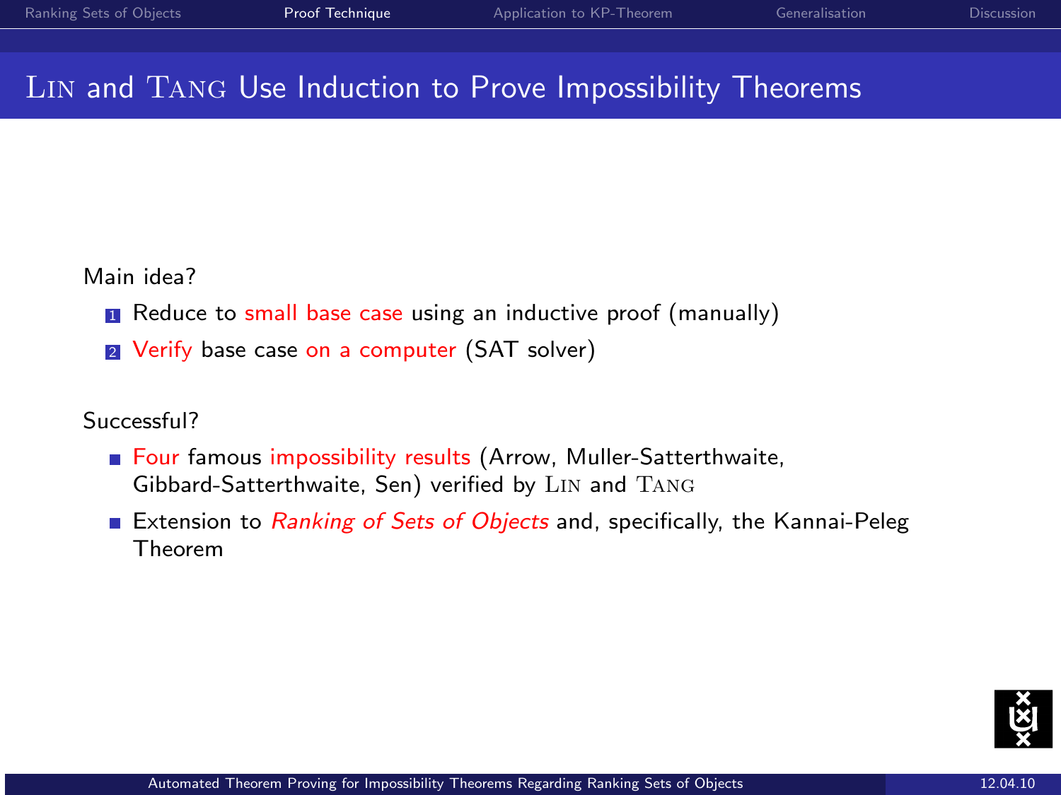# Lin and Tang Use Induction to Prove Impossibility Theorems

Main idea?

1. Reduce to small base case using an inductive proof (manually)
2. Verify base case on a computer (SAT solver)

Successful?

- Four famous impossibility results (Arrow, Muller-Satterthwaite, Gibbard-Satterthwaite, Sen) verified by Lin and Tang
- Extension to *Ranking of Sets of Objects* and, specifically, the Kannai-Peleg Theorem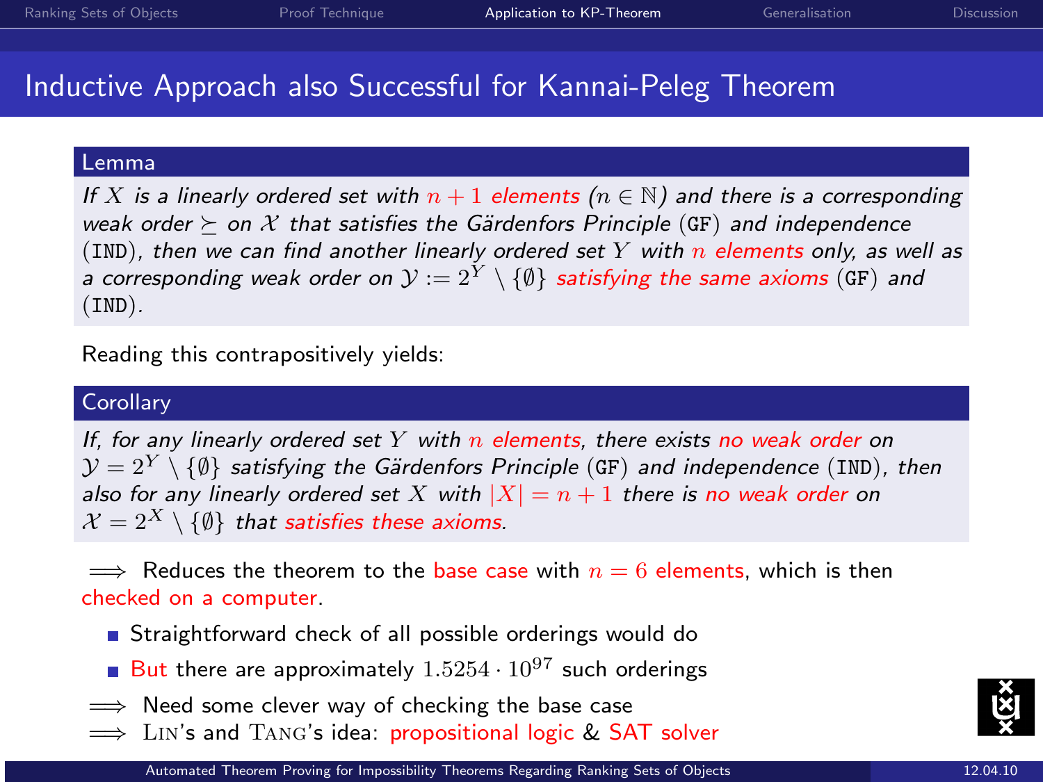# Inductive Approach also Successful for Kannai-Peleg Theorem

**Lemma**

*If $X$ is a linearly ordered set with $n+1$ elements ($n \in \mathbb{N}$) and there is a corresponding weak order $\succeq$ on $\mathcal{X}$ that satisfies the Gärdenfors Principle* (GF) *and independence* (IND)*, then we can find another linearly ordered set $Y$ with $n$ elements only, as well as a corresponding weak order on $\mathcal{Y} := 2^Y \setminus \{\emptyset\}$ satisfying the same axioms* (GF) *and* (IND)*.*

Reading this contrapositively yields:

**Corollary**

*If, for any linearly ordered set $Y$ with $n$ elements, there exists no weak order on $\mathcal{Y} = 2^Y \setminus \{\emptyset\}$ satisfying the Gärdenfors Principle* (GF) *and independence* (IND)*, then also for any linearly ordered set $X$ with $|X| = n+1$ there is no weak order on $\mathcal{X} = 2^X \setminus \{\emptyset\}$ that satisfies these axioms.*

$\Longrightarrow$ Reduces the theorem to the base case with $n = 6$ elements, which is then checked on a computer.

- Straightforward check of all possible orderings would do
- But there are approximately $1.5254 \cdot 10^{97}$ such orderings

$\Longrightarrow$ Need some clever way of checking the base case

$\Longrightarrow$ Lin's and Tang's idea: propositional logic & SAT solver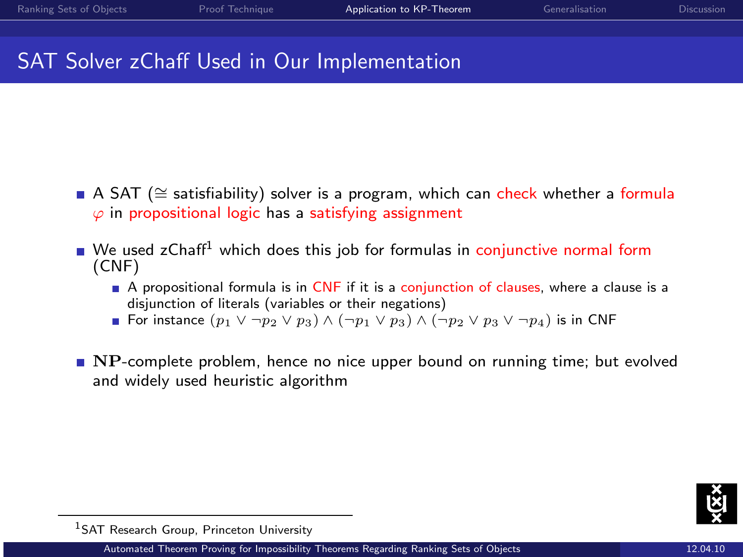## SAT Solver zChaff Used in Our Implementation

- A SAT ($\cong$ satisfiability) solver is a program, which can check whether a formula $\varphi$ in propositional logic has a satisfying assignment
- We used zChaff[1] which does this job for formulas in conjunctive normal form (CNF)
  - A propositional formula is in CNF if it is a conjunction of clauses, where a clause is a disjunction of literals (variables or their negations)
  - For instance $(p_1 \vee \neg p_2 \vee p_3) \wedge (\neg p_1 \vee p_3) \wedge (\neg p_2 \vee p_3 \vee \neg p_4)$ is in CNF
- **NP**-complete problem, hence no nice upper bound on running time; but evolved and widely used heuristic algorithm

[1] SAT Research Group, Princeton University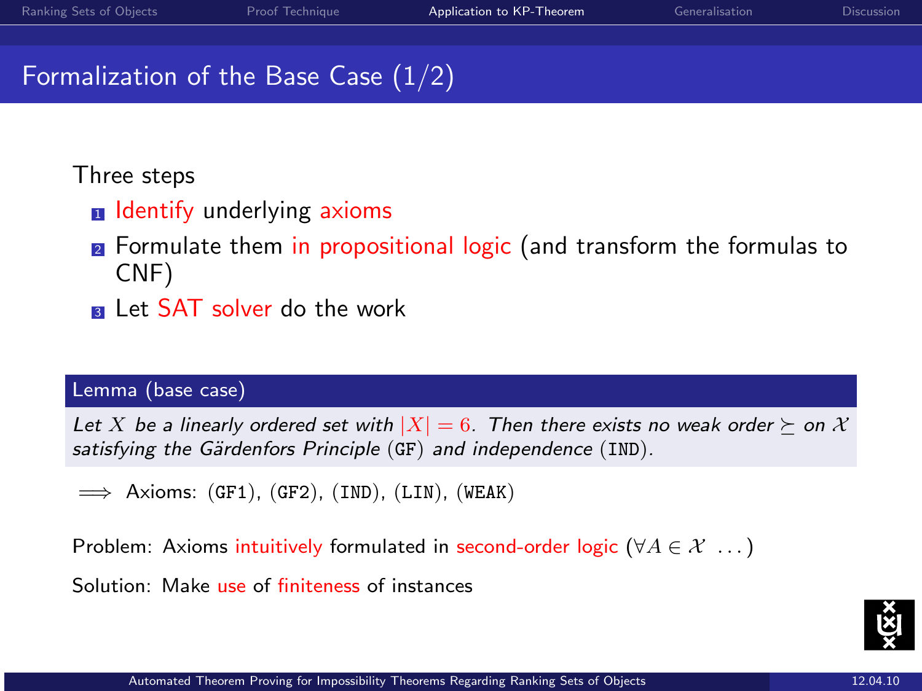# Formalization of the Base Case (1/2)

Three steps

1. Identify underlying axioms
2. Formulate them in propositional logic (and transform the formulas to CNF)
3. Let SAT solver do the work

**Lemma (base case)**

*Let $X$ be a linearly ordered set with $|X| = 6$. Then there exists no weak order $\succeq$ on $\mathcal{X}$ satisfying the Gärdenfors Principle* (GF) *and independence* (IND).

$\Longrightarrow$ Axioms: (GF1), (GF2), (IND), (LIN), (WEAK)

Problem: Axioms intuitively formulated in second-order logic ($\forall A \in \mathcal{X} \ \ldots$)

Solution: Make use of finiteness of instances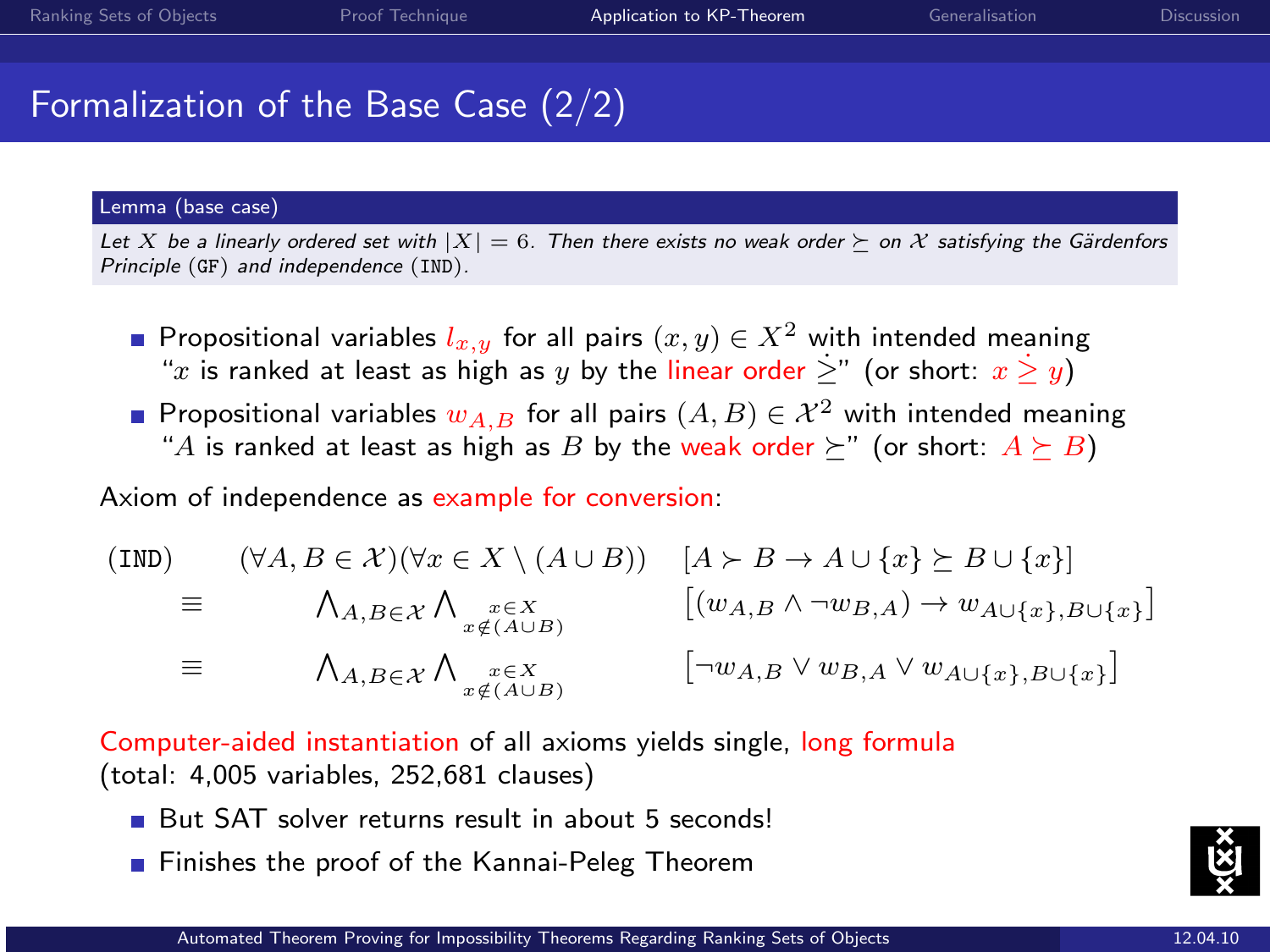# Formalization of the Base Case (2/2)

**Lemma (base case)**

*Let $X$ be a linearly ordered set with $|X| = 6$. Then there exists no weak order $\succeq$ on $\mathcal{X}$ satisfying the Gärdenfors Principle (GF) and independence (IND).*

- Propositional variables $l_{x,y}$ for all pairs $(x,y) \in X^2$ with intended meaning "$x$ is ranked at least as high as $y$ by the linear order $\dot{\geq}$" (or short: $x \dot{\geq} y$)
- Propositional variables $w_{A,B}$ for all pairs $(A,B) \in \mathcal{X}^2$ with intended meaning "$A$ is ranked at least as high as $B$ by the weak order $\succeq$" (or short: $A \succeq B$)

Axiom of independence as example for conversion:

$$
\begin{array}{lll}
\texttt{(IND)} & (\forall A, B \in \mathcal{X})(\forall x \in X \setminus (A \cup B)) & [A \succ B \rightarrow A \cup \{x\} \succeq B \cup \{x\}] \\
\equiv & \bigwedge_{A,B \in \mathcal{X}} \bigwedge_{\substack{x \in X \\ x \notin (A \cup B)}} & \left[(w_{A,B} \land \neg w_{B,A}) \rightarrow w_{A \cup \{x\}, B \cup \{x\}}\right] \\
\equiv & \bigwedge_{A,B \in \mathcal{X}} \bigwedge_{\substack{x \in X \\ x \notin (A \cup B)}} & \left[\neg w_{A,B} \lor w_{B,A} \lor w_{A \cup \{x\}, B \cup \{x\}}\right]
\end{array}
$$

Computer-aided instantiation of all axioms yields single, long formula (total: 4,005 variables, 252,681 clauses)

- But SAT solver returns result in about 5 seconds!
- Finishes the proof of the Kannai-Peleg Theorem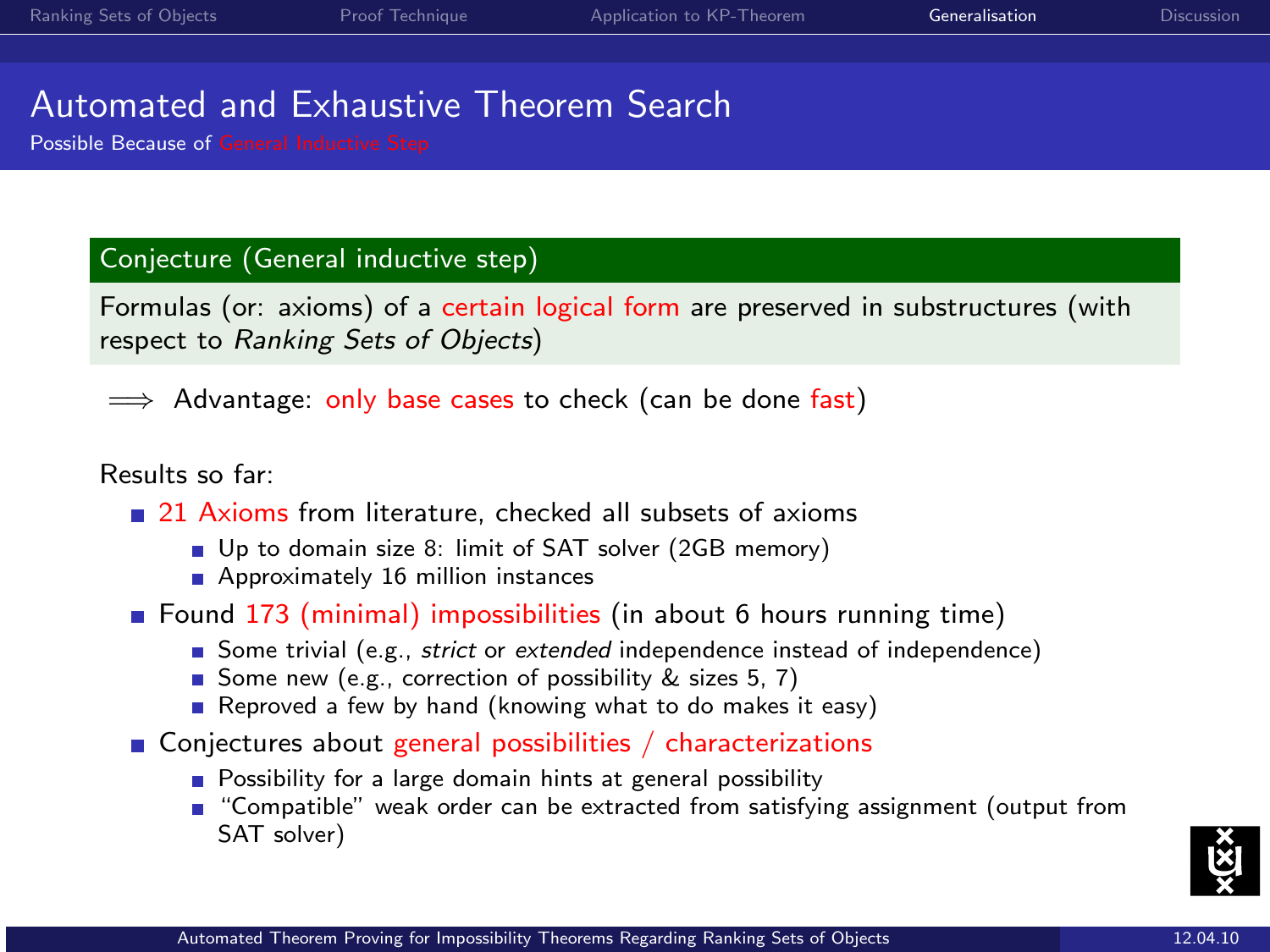# Automated and Exhaustive Theorem Search

Possible Because of General Inductive Step

**Conjecture (General inductive step)**

Formulas (or: axioms) of a certain logical form are preserved in substructures (with respect to *Ranking Sets of Objects*)

$\Longrightarrow$ Advantage: only base cases to check (can be done fast)

Results so far:

- 21 Axioms from literature, checked all subsets of axioms
  - Up to domain size 8: limit of SAT solver (2GB memory)
  - Approximately 16 million instances
- Found 173 (minimal) impossibilities (in about 6 hours running time)
  - Some trivial (e.g., *strict* or *extended* independence instead of independence)
  - Some new (e.g., correction of possibility & sizes 5, 7)
  - Reproved a few by hand (knowing what to do makes it easy)
- Conjectures about general possibilities / characterizations
  - Possibility for a large domain hints at general possibility
  - "Compatible" weak order can be extracted from satisfying assignment (output from SAT solver)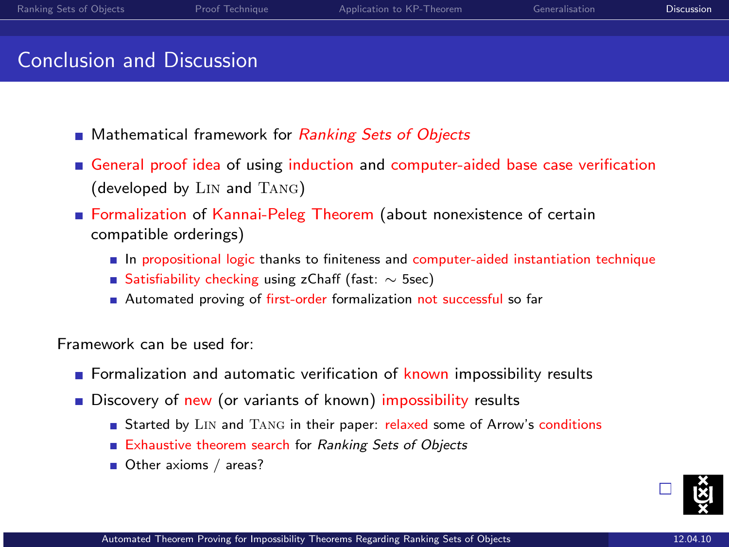# Conclusion and Discussion

- Mathematical framework for *Ranking Sets of Objects*
- General proof idea of using induction and computer-aided base case verification (developed by Lin and Tang)
- Formalization of Kannai-Peleg Theorem (about nonexistence of certain compatible orderings)
  - In propositional logic thanks to finiteness and computer-aided instantiation technique
  - Satisfiability checking using zChaff (fast: $\sim$ 5sec)
  - Automated proving of first-order formalization not successful so far

Framework can be used for:

- Formalization and automatic verification of known impossibility results
- Discovery of new (or variants of known) impossibility results
  - Started by Lin and Tang in their paper: relaxed some of Arrow's conditions
  - Exhaustive theorem search for *Ranking Sets of Objects*
  - Other axioms / areas?